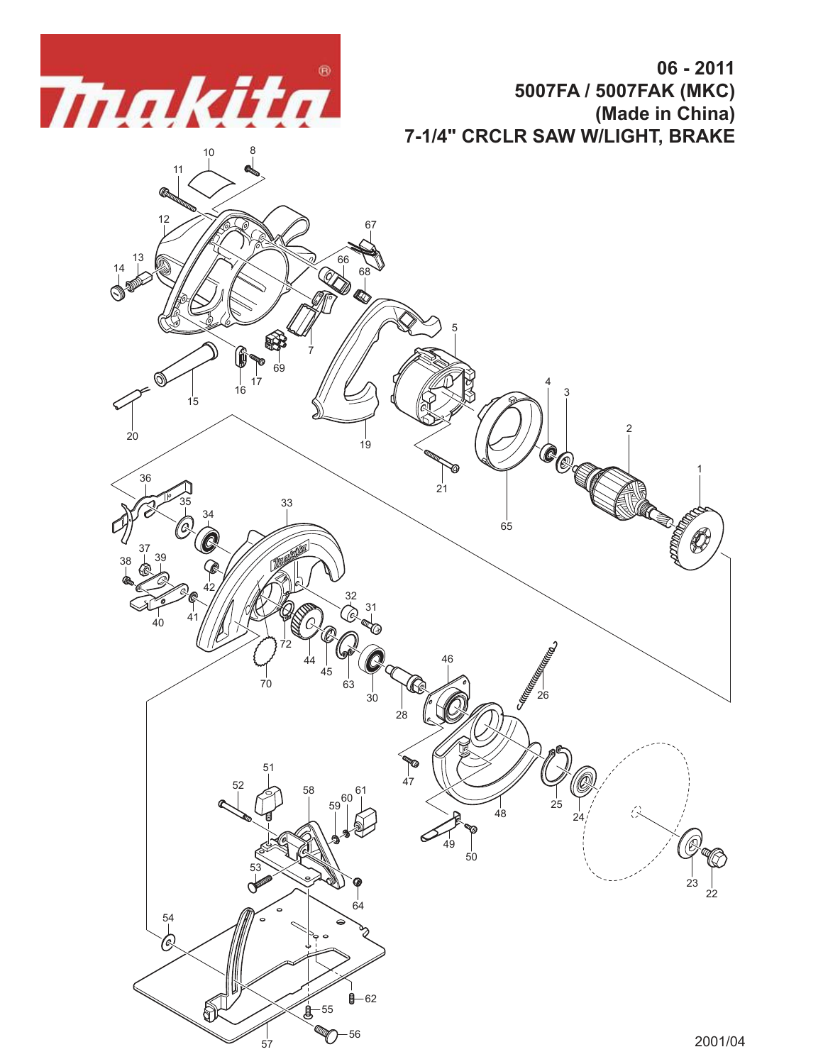makita

**06 - 2011**
**5007FA / 5007FAK (MKC)**
**(Made in China)**
**7-1/4" CRCLR SAW W/LIGHT, BRAKE**

2001/04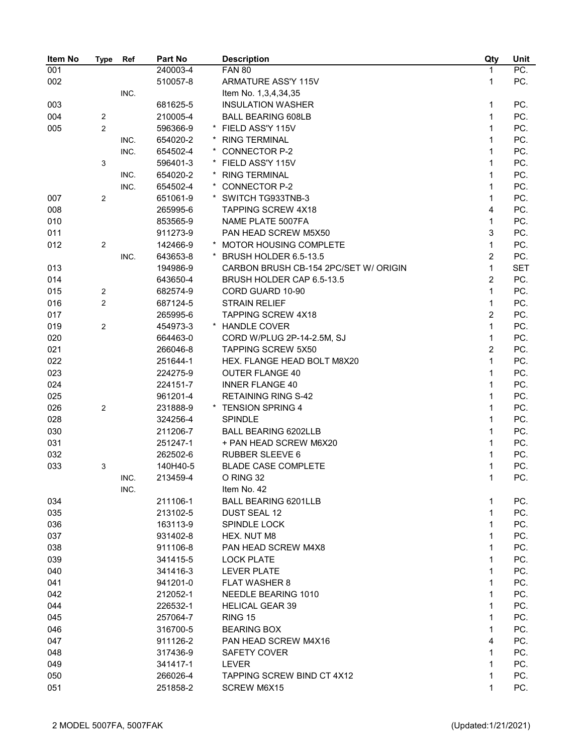| Item No | Type | Ref | Part No | Description | Qty | Unit |
|---|---|---|---|---|---|---|
| 001 | | | 240003-4 | FAN 80 | 1 | PC. |
| 002 | | | 510057-8 | ARMATURE ASS'Y 115V | 1 | PC. |
| | | INC. | | Item No. 1,3,4,34,35 | | |
| 003 | | | 681625-5 | INSULATION WASHER | 1 | PC. |
| 004 | 2 | | 210005-4 | BALL BEARING 608LB | 1 | PC. |
| 005 | 2 | | 596366-9 | * FIELD ASS'Y 115V | 1 | PC. |
| | | INC. | 654020-2 | * RING TERMINAL | 1 | PC. |
| | | INC. | 654502-4 | * CONNECTOR P-2 | 1 | PC. |
| | 3 | | 596401-3 | * FIELD ASS'Y 115V | 1 | PC. |
| | | INC. | 654020-2 | * RING TERMINAL | 1 | PC. |
| | | INC. | 654502-4 | * CONNECTOR P-2 | 1 | PC. |
| 007 | 2 | | 651061-9 | * SWITCH TG933TNB-3 | 1 | PC. |
| 008 | | | 265995-6 | TAPPING SCREW 4X18 | 4 | PC. |
| 010 | | | 853565-9 | NAME PLATE 5007FA | 1 | PC. |
| 011 | | | 911273-9 | PAN HEAD SCREW M5X50 | 3 | PC. |
| 012 | 2 | | 142466-9 | * MOTOR HOUSING COMPLETE | 1 | PC. |
| | | INC. | 643653-8 | * BRUSH HOLDER 6.5-13.5 | 2 | PC. |
| 013 | | | 194986-9 | CARBON BRUSH CB-154 2PC/SET W/ ORIGIN | 1 | SET |
| 014 | | | 643650-4 | BRUSH HOLDER CAP 6.5-13.5 | 2 | PC. |
| 015 | 2 | | 682574-9 | CORD GUARD 10-90 | 1 | PC. |
| 016 | 2 | | 687124-5 | STRAIN RELIEF | 1 | PC. |
| 017 | | | 265995-6 | TAPPING SCREW 4X18 | 2 | PC. |
| 019 | 2 | | 454973-3 | * HANDLE COVER | 1 | PC. |
| 020 | | | 664463-0 | CORD W/PLUG 2P-14-2.5M, SJ | 1 | PC. |
| 021 | | | 266046-8 | TAPPING SCREW 5X50 | 2 | PC. |
| 022 | | | 251644-1 | HEX. FLANGE HEAD BOLT M8X20 | 1 | PC. |
| 023 | | | 224275-9 | OUTER FLANGE 40 | 1 | PC. |
| 024 | | | 224151-7 | INNER FLANGE 40 | 1 | PC. |
| 025 | | | 961201-4 | RETAINING RING S-42 | 1 | PC. |
| 026 | 2 | | 231888-9 | * TENSION SPRING 4 | 1 | PC. |
| 028 | | | 324256-4 | SPINDLE | 1 | PC. |
| 030 | | | 211206-7 | BALL BEARING 6202LLB | 1 | PC. |
| 031 | | | 251247-1 | + PAN HEAD SCREW M6X20 | 1 | PC. |
| 032 | | | 262502-6 | RUBBER SLEEVE 6 | 1 | PC. |
| 033 | 3 | | 140H40-5 | BLADE CASE COMPLETE | 1 | PC. |
| | | INC. | 213459-4 | O RING 32 | 1 | PC. |
| | | INC. | | Item No. 42 | | |
| 034 | | | 211106-1 | BALL BEARING 6201LLB | 1 | PC. |
| 035 | | | 213102-5 | DUST SEAL 12 | 1 | PC. |
| 036 | | | 163113-9 | SPINDLE LOCK | 1 | PC. |
| 037 | | | 931402-8 | HEX. NUT M8 | 1 | PC. |
| 038 | | | 911106-8 | PAN HEAD SCREW M4X8 | 1 | PC. |
| 039 | | | 341415-5 | LOCK PLATE | 1 | PC. |
| 040 | | | 341416-3 | LEVER PLATE | 1 | PC. |
| 041 | | | 941201-0 | FLAT WASHER 8 | 1 | PC. |
| 042 | | | 212052-1 | NEEDLE BEARING 1010 | 1 | PC. |
| 044 | | | 226532-1 | HELICAL GEAR 39 | 1 | PC. |
| 045 | | | 257064-7 | RING 15 | 1 | PC. |
| 046 | | | 316700-5 | BEARING BOX | 1 | PC. |
| 047 | | | 911126-2 | PAN HEAD SCREW M4X16 | 4 | PC. |
| 048 | | | 317436-9 | SAFETY COVER | 1 | PC. |
| 049 | | | 341417-1 | LEVER | 1 | PC. |
| 050 | | | 266026-4 | TAPPING SCREW BIND CT 4X12 | 1 | PC. |
| 051 | | | 251858-2 | SCREW M6X15 | 1 | PC. |

MODEL 5007FA, 5007FAK (Updated:1/21/2021)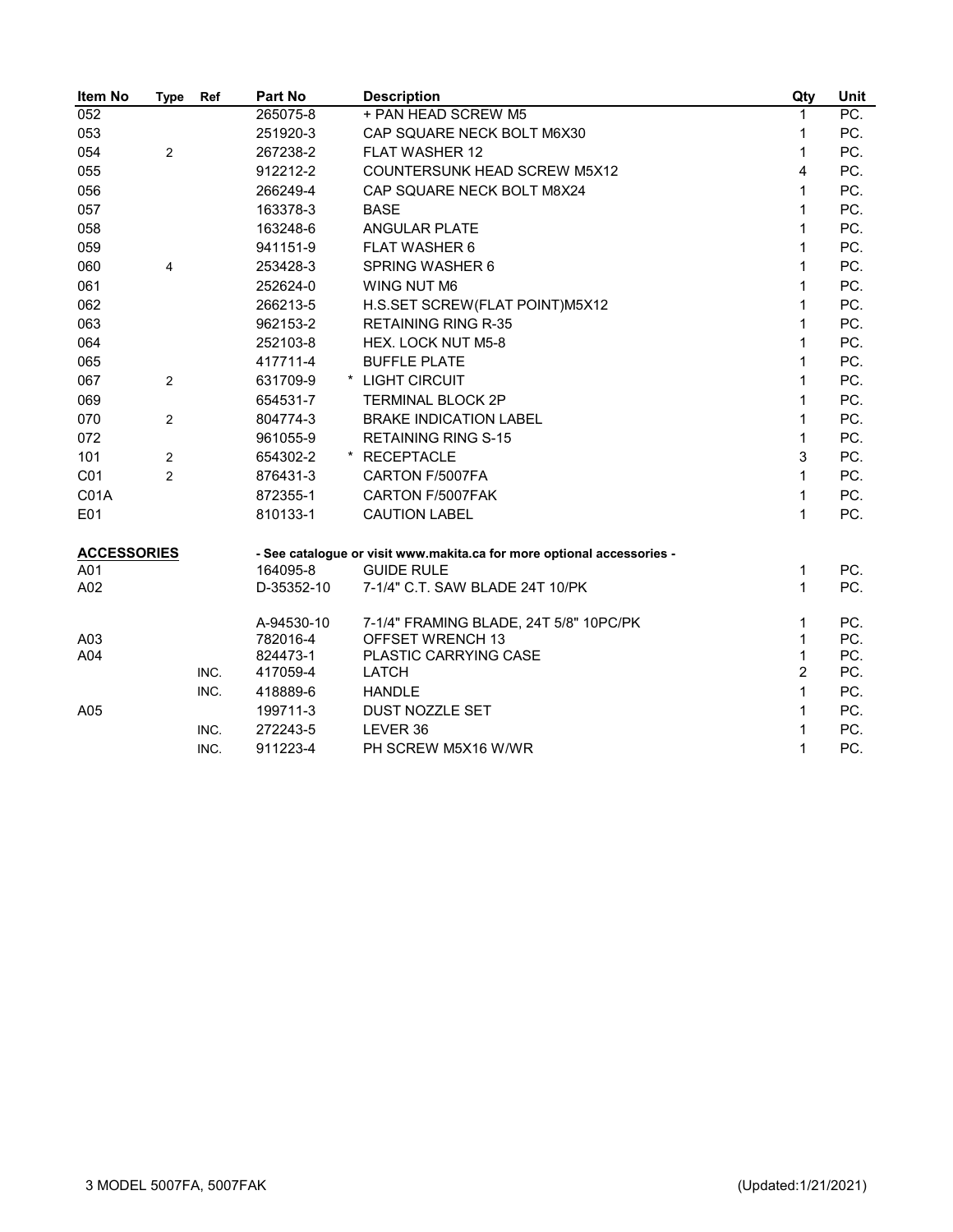| Item No | Type | Ref | Part No | Description | Qty | Unit |
|---|---|---|---|---|---|---|
| 052 | | | 265075-8 | + PAN HEAD SCREW M5 | 1 | PC. |
| 053 | | | 251920-3 | CAP SQUARE NECK BOLT M6X30 | 1 | PC. |
| 054 | 2 | | 267238-2 | FLAT WASHER 12 | 1 | PC. |
| 055 | | | 912212-2 | COUNTERSUNK HEAD SCREW M5X12 | 4 | PC. |
| 056 | | | 266249-4 | CAP SQUARE NECK BOLT M8X24 | 1 | PC. |
| 057 | | | 163378-3 | BASE | 1 | PC. |
| 058 | | | 163248-6 | ANGULAR PLATE | 1 | PC. |
| 059 | | | 941151-9 | FLAT WASHER 6 | 1 | PC. |
| 060 | 4 | | 253428-3 | SPRING WASHER 6 | 1 | PC. |
| 061 | | | 252624-0 | WING NUT M6 | 1 | PC. |
| 062 | | | 266213-5 | H.S.SET SCREW(FLAT POINT)M5X12 | 1 | PC. |
| 063 | | | 962153-2 | RETAINING RING R-35 | 1 | PC. |
| 064 | | | 252103-8 | HEX. LOCK NUT M5-8 | 1 | PC. |
| 065 | | | 417711-4 | BUFFLE PLATE | 1 | PC. |
| 067 | 2 | | 631709-9 | * LIGHT CIRCUIT | 1 | PC. |
| 069 | | | 654531-7 | TERMINAL BLOCK 2P | 1 | PC. |
| 070 | 2 | | 804774-3 | BRAKE INDICATION LABEL | 1 | PC. |
| 072 | | | 961055-9 | RETAINING RING S-15 | 1 | PC. |
| 101 | 2 | | 654302-2 | * RECEPTACLE | 3 | PC. |
| C01 | 2 | | 876431-3 | CARTON F/5007FA | 1 | PC. |
| C01A | | | 872355-1 | CARTON F/5007FAK | 1 | PC. |
| E01 | | | 810133-1 | CAUTION LABEL | 1 | PC. |
| **ACCESSORIES** | | | | - See catalogue or visit www.makita.ca for more optional accessories - | | |
| A01 | | | 164095-8 | GUIDE RULE | 1 | PC. |
| A02 | | | D-35352-10 | 7-1/4" C.T. SAW BLADE 24T 10/PK | 1 | PC. |
| | | | A-94530-10 | 7-1/4" FRAMING BLADE, 24T 5/8" 10PC/PK | 1 | PC. |
| A03 | | | 782016-4 | OFFSET WRENCH 13 | 1 | PC. |
| A04 | | | 824473-1 | PLASTIC CARRYING CASE | 1 | PC. |
| | | INC. | 417059-4 | LATCH | 2 | PC. |
| | | INC. | 418889-6 | HANDLE | 1 | PC. |
| A05 | | | 199711-3 | DUST NOZZLE SET | 1 | PC. |
| | | INC. | 272243-5 | LEVER 36 | 1 | PC. |
| | | INC. | 911223-4 | PH SCREW M5X16 W/WR | 1 | PC. |

3 MODEL 5007FA, 5007FAK (Updated:1/21/2021)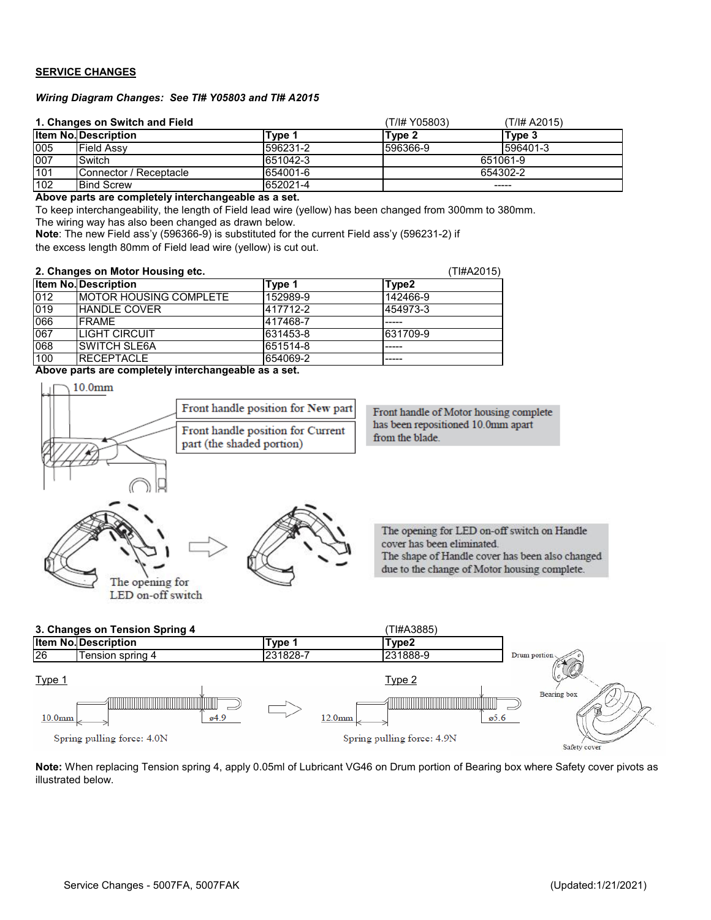## SERVICE CHANGES

***Wiring Diagram Changes: See TI# Y05803 and TI# A2015***

### 1. Changes on Switch and Field

| Item No. | Description | Type 1 | Type 2 (T/I# Y05803) | Type 3 (T/I# A2015) |
|---|---|---|---|---|
| 005 | Field Assy | 596231-2 | 596366-9 | 596401-3 |
| 007 | Switch | 651042-3 | 651061-9 | |
| 101 | Connector / Receptacle | 654001-6 | 654302-2 | |
| 102 | Bind Screw | 652021-4 | ----- | |

**Above parts are completely interchangeable as a set.**

To keep interchangeability, the length of Field lead wire (yellow) has been changed from 300mm to 380mm.
The wiring way has also been changed as drawn below.

**Note**: The new Field ass'y (596366-9) is substituted for the current Field ass'y (596231-2) if the excess length 80mm of Field lead wire (yellow) is cut out.

### 2. Changes on Motor Housing etc. (TI#A2015)

| Item No. | Description | Type 1 | Type2 |
|---|---|---|---|
| 012 | MOTOR HOUSING COMPLETE | 152989-9 | 142466-9 |
| 019 | HANDLE COVER | 417712-2 | 454973-3 |
| 066 | FRAME | 417468-7 | ----- |
| 067 | LIGHT CIRCUIT | 631453-8 | 631709-9 |
| 068 | SWITCH SLE6A | 651514-8 | ----- |
| 100 | RECEPTACLE | 654069-2 | ----- |

**Above parts are completely interchangeable as a set.**

10.0mm

Front handle position for New part

Front handle position for Current part (the shaded portion)

Front handle of Motor housing complete has been repositioned 10.0mm apart from the blade.

The opening for LED on-off switch

The opening for LED on-off switch on Handle cover has been eliminated.
The shape of Handle cover has been also changed due to the change of Motor housing complete.

### 3. Changes on Tension Spring 4 (TI#A3885)

| Item No. | Description | Type 1 | Type2 |
|---|---|---|---|
| 26 | Tension spring 4 | 231828-7 | 231888-9 |

Type 1

10.0mm

ø4.9

Spring pulling force: 4.0N

Type 2

12.0mm

ø5.6

Spring pulling force: 4.9N

Drum portion

Bearing box

Safety cover

**Note:** When replacing Tension spring 4, apply 0.05ml of Lubricant VG46 on Drum portion of Bearing box where Safety cover pivots as illustrated below.

Service Changes - 5007FA, 5007FAK (Updated:1/21/2021)